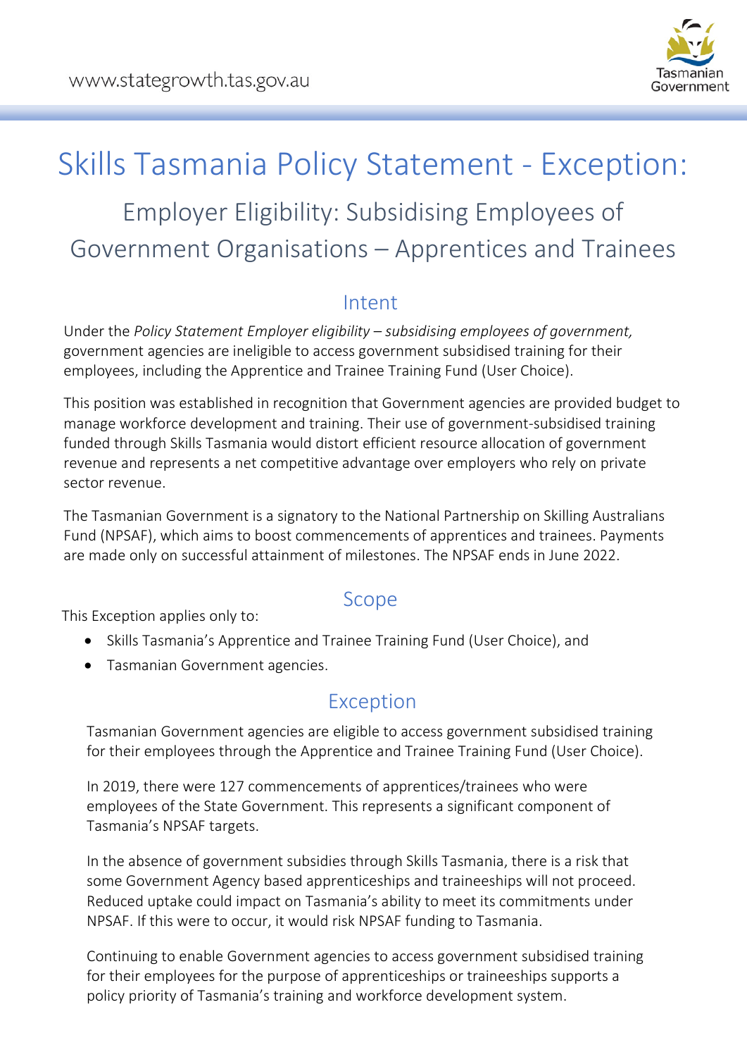# Skills Tasmania Policy Statement - Exception:

## Employer Eligibility: Subsidising Employees of Government Organisations – Apprentices and Trainees

### Intent

Under the *Policy Statement Employer eligibility – subsidising employees of government,* government agencies are ineligible to access government subsidised training for their employees, including the Apprentice and Trainee Training Fund (User Choice).

This position was established in recognition that Government agencies are provided budget to manage workforce development and training. Their use of government-subsidised training funded through Skills Tasmania would distort efficient resource allocation of government revenue and represents a net competitive advantage over employers who rely on private sector revenue.

The Tasmanian Government is a signatory to the National Partnership on Skilling Australians Fund (NPSAF), which aims to boost commencements of apprentices and trainees. Payments are made only on successful attainment of milestones. The NPSAF ends in June 2022.

### Scope

This Exception applies only to:

- Skills Tasmania's Apprentice and Trainee Training Fund (User Choice), and
- Tasmanian Government agencies.

### Exception

Tasmanian Government agencies are eligible to access government subsidised training for their employees through the Apprentice and Trainee Training Fund (User Choice).

In 2019, there were 127 commencements of apprentices/trainees who were employees of the State Government. This represents a significant component of Tasmania's NPSAF targets.

In the absence of government subsidies through Skills Tasmania, there is a risk that some Government Agency based apprenticeships and traineeships will not proceed. Reduced uptake could impact on Tasmania's ability to meet its commitments under NPSAF. If this were to occur, it would risk NPSAF funding to Tasmania.

Continuing to enable Government agencies to access government subsidised training for their employees for the purpose of apprenticeships or traineeships supports a policy priority of Tasmania's training and workforce development system.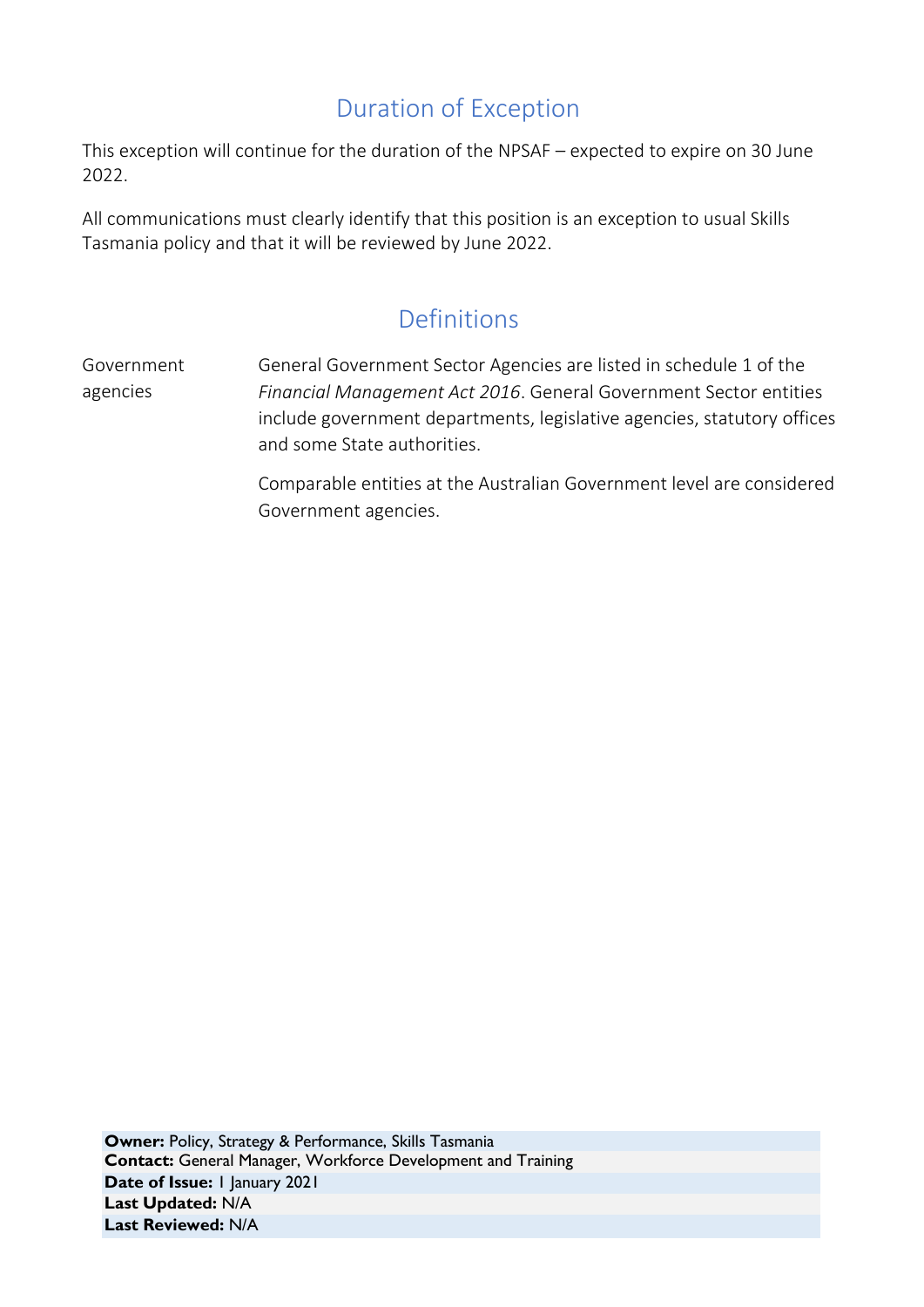## Duration of Exception

This exception will continue for the duration of the NPSAF – expected to expire on 30 June 2022.

All communications must clearly identify that this position is an exception to usual Skills Tasmania policy and that it will be reviewed by June 2022.

## Definitions

| | |
|---|---|
| Government agencies | General Government Sector Agencies are listed in schedule 1 of the *Financial Management Act 2016*. General Government Sector entities include government departments, legislative agencies, statutory offices and some State authorities.<br><br>Comparable entities at the Australian Government level are considered Government agencies. |

**Owner:** Policy, Strategy & Performance, Skills Tasmania
**Contact:** General Manager, Workforce Development and Training
**Date of Issue:** 1 January 2021
**Last Updated:** N/A
**Last Reviewed:** N/A